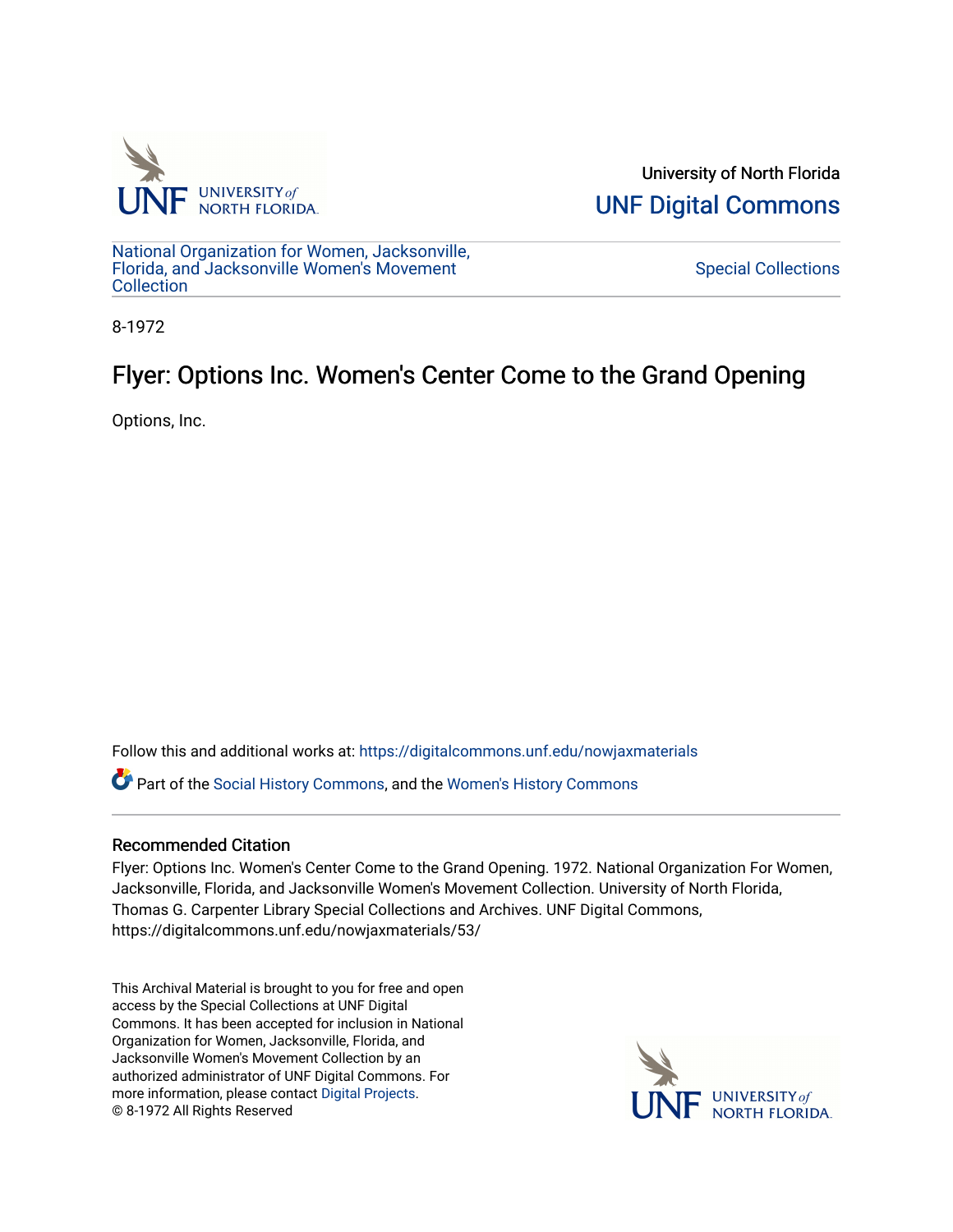University of North Florida

UNF Digital Commons

National Organization for Women, Jacksonville, Florida, and Jacksonville Women's Movement Collection

Special Collections

8-1972

# Flyer: Options Inc. Women's Center Come to the Grand Opening

Options, Inc.

Follow this and additional works at: https://digitalcommons.unf.edu/nowjaxmaterials

Part of the Social History Commons, and the Women's History Commons

## Recommended Citation

Flyer: Options Inc. Women's Center Come to the Grand Opening. 1972. National Organization For Women, Jacksonville, Florida, and Jacksonville Women's Movement Collection. University of North Florida, Thomas G. Carpenter Library Special Collections and Archives. UNF Digital Commons, https://digitalcommons.unf.edu/nowjaxmaterials/53/

This Archival Material is brought to you for free and open access by the Special Collections at UNF Digital Commons. It has been accepted for inclusion in National Organization for Women, Jacksonville, Florida, and Jacksonville Women's Movement Collection by an authorized administrator of UNF Digital Commons. For more information, please contact Digital Projects.
© 8-1972 All Rights Reserved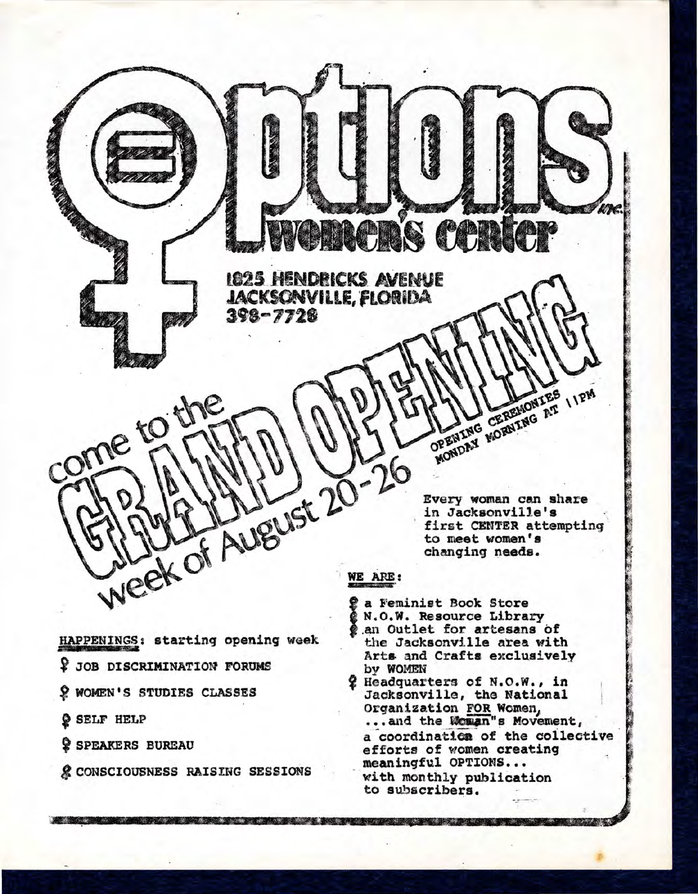# Options Inc. women's center

1825 HENDRICKS AVENUE
JACKSONVILLE, FLORIDA
398-7728

## come to the GRAND OPENING week of August 20-26

OPENING CEREMONIES MONDAY MORNING AT 11PM

Every woman can share in Jacksonville's first CENTER attempting to meet women's changing needs.

**WE ARE:**

- a Feminist Book Store
- N.O.W. Resource Library
- an Outlet for artesans of the Jacksonville area with Arts and Crafts exclusively by WOMEN
- Headquarters of N.O.W., in Jacksonville, the National Organization FOR Women, ...and the Woman"s Movement, a coordination of the collective efforts of women creating meaningful OPTIONS... with monthly publication to subscribers.

**HAPPENINGS: starting opening week**

- JOB DISCRIMINATION FORUMS
- WOMEN'S STUDIES CLASSES
- SELF HELP
- SPEAKERS BUREAU
- CONSCIOUSNESS RAISING SESSIONS